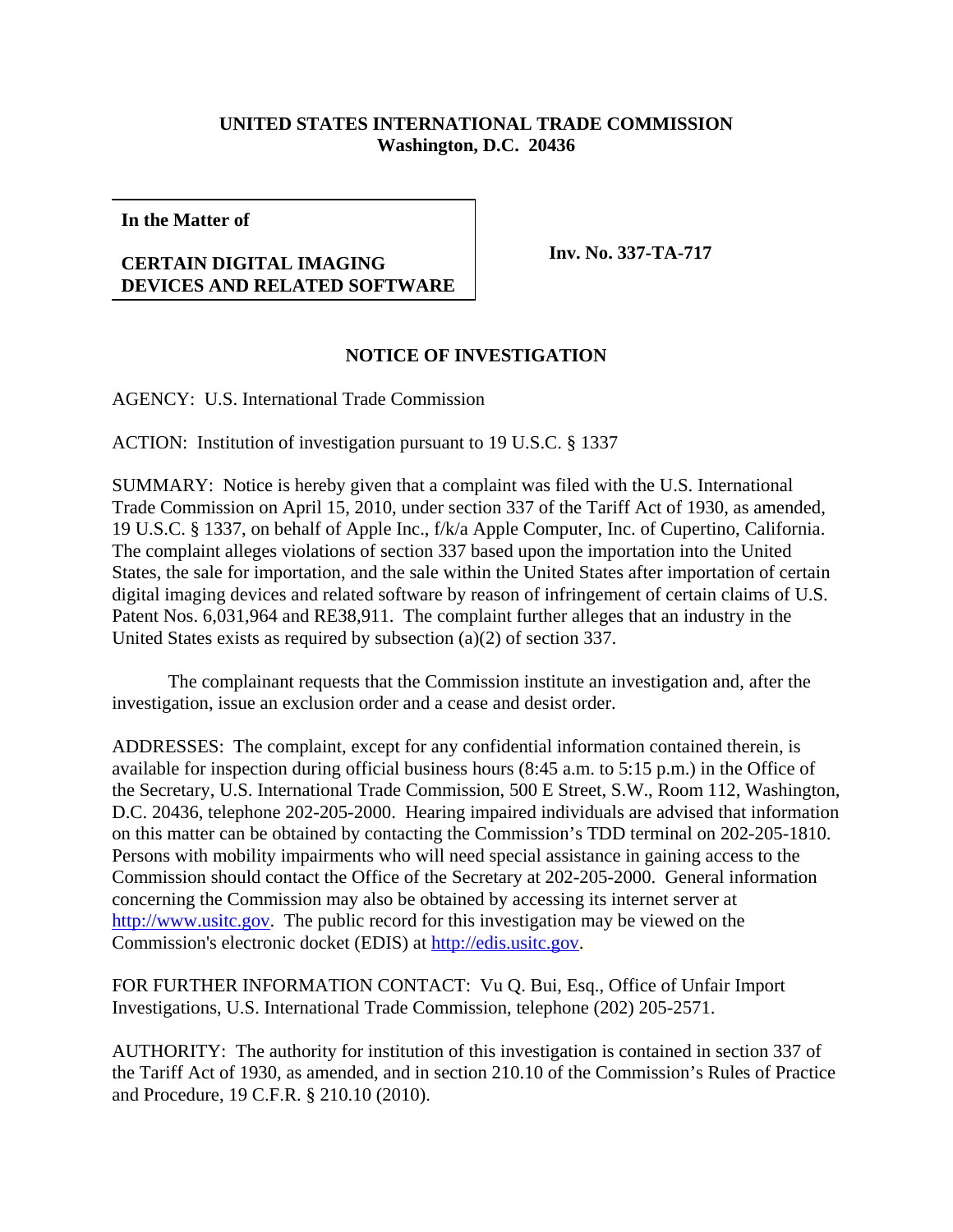**UNITED STATES INTERNATIONAL TRADE COMMISSION**
**Washington, D.C. 20436**

| **In the Matter of**<br><br>**CERTAIN DIGITAL IMAGING DEVICES AND RELATED SOFTWARE** | **Inv. No. 337-TA-717** |
|---|---|

**NOTICE OF INVESTIGATION**

AGENCY: U.S. International Trade Commission

ACTION: Institution of investigation pursuant to 19 U.S.C. § 1337

SUMMARY: Notice is hereby given that a complaint was filed with the U.S. International Trade Commission on April 15, 2010, under section 337 of the Tariff Act of 1930, as amended, 19 U.S.C. § 1337, on behalf of Apple Inc., f/k/a Apple Computer, Inc. of Cupertino, California. The complaint alleges violations of section 337 based upon the importation into the United States, the sale for importation, and the sale within the United States after importation of certain digital imaging devices and related software by reason of infringement of certain claims of U.S. Patent Nos. 6,031,964 and RE38,911. The complaint further alleges that an industry in the United States exists as required by subsection (a)(2) of section 337.

The complainant requests that the Commission institute an investigation and, after the investigation, issue an exclusion order and a cease and desist order.

ADDRESSES: The complaint, except for any confidential information contained therein, is available for inspection during official business hours (8:45 a.m. to 5:15 p.m.) in the Office of the Secretary, U.S. International Trade Commission, 500 E Street, S.W., Room 112, Washington, D.C. 20436, telephone 202-205-2000. Hearing impaired individuals are advised that information on this matter can be obtained by contacting the Commission's TDD terminal on 202-205-1810. Persons with mobility impairments who will need special assistance in gaining access to the Commission should contact the Office of the Secretary at 202-205-2000. General information concerning the Commission may also be obtained by accessing its internet server at http://www.usitc.gov. The public record for this investigation may be viewed on the Commission's electronic docket (EDIS) at http://edis.usitc.gov.

FOR FURTHER INFORMATION CONTACT: Vu Q. Bui, Esq., Office of Unfair Import Investigations, U.S. International Trade Commission, telephone (202) 205-2571.

AUTHORITY: The authority for institution of this investigation is contained in section 337 of the Tariff Act of 1930, as amended, and in section 210.10 of the Commission's Rules of Practice and Procedure, 19 C.F.R. § 210.10 (2010).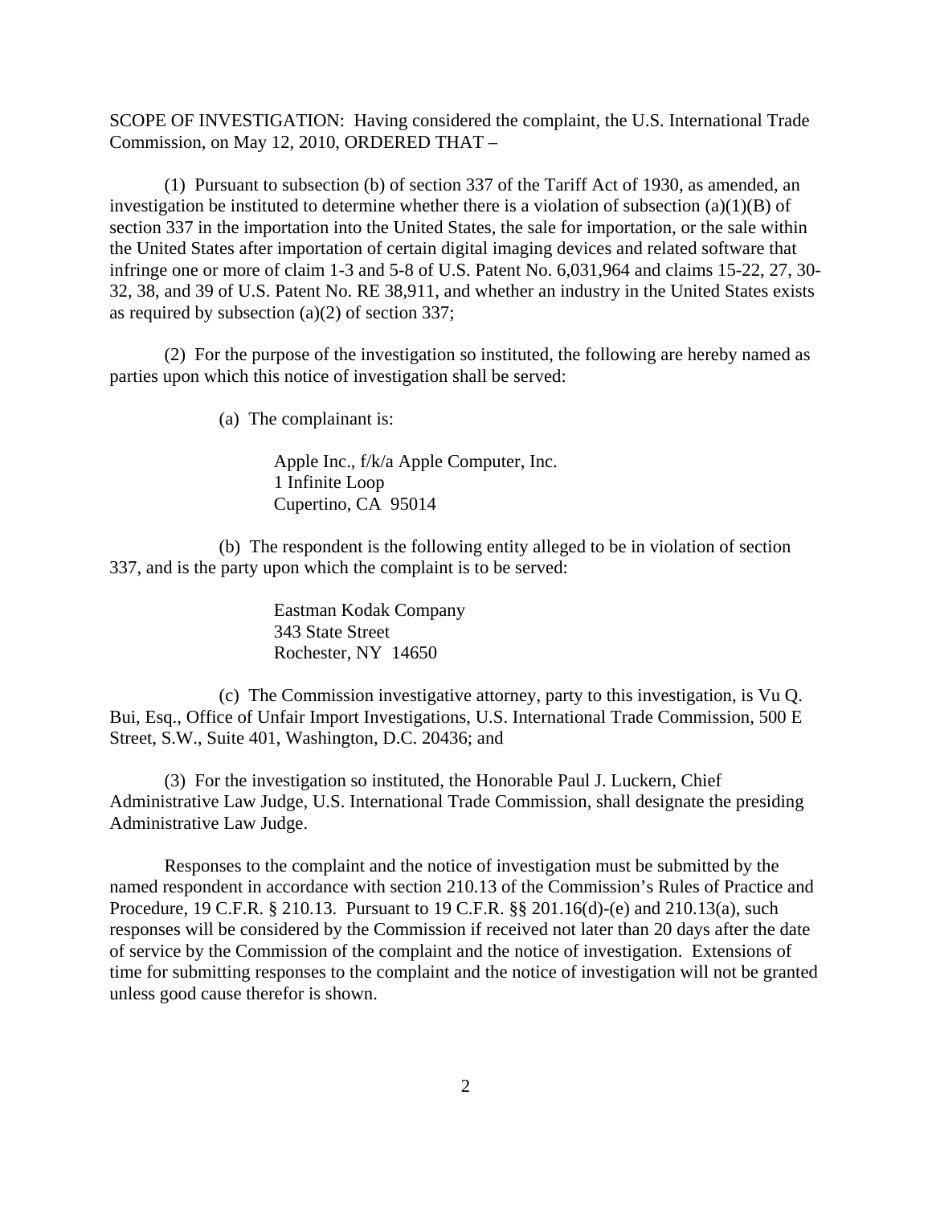SCOPE OF INVESTIGATION: Having considered the complaint, the U.S. International Trade Commission, on May 12, 2010, ORDERED THAT –

(1) Pursuant to subsection (b) of section 337 of the Tariff Act of 1930, as amended, an investigation be instituted to determine whether there is a violation of subsection (a)(1)(B) of section 337 in the importation into the United States, the sale for importation, or the sale within the United States after importation of certain digital imaging devices and related software that infringe one or more of claim 1-3 and 5-8 of U.S. Patent No. 6,031,964 and claims 15-22, 27, 30-32, 38, and 39 of U.S. Patent No. RE 38,911, and whether an industry in the United States exists as required by subsection (a)(2) of section 337;

(2) For the purpose of the investigation so instituted, the following are hereby named as parties upon which this notice of investigation shall be served:

(a) The complainant is:

Apple Inc., f/k/a Apple Computer, Inc.
1 Infinite Loop
Cupertino, CA 95014

(b) The respondent is the following entity alleged to be in violation of section 337, and is the party upon which the complaint is to be served:

Eastman Kodak Company
343 State Street
Rochester, NY 14650

(c) The Commission investigative attorney, party to this investigation, is Vu Q. Bui, Esq., Office of Unfair Import Investigations, U.S. International Trade Commission, 500 E Street, S.W., Suite 401, Washington, D.C. 20436; and

(3) For the investigation so instituted, the Honorable Paul J. Luckern, Chief Administrative Law Judge, U.S. International Trade Commission, shall designate the presiding Administrative Law Judge.

Responses to the complaint and the notice of investigation must be submitted by the named respondent in accordance with section 210.13 of the Commission's Rules of Practice and Procedure, 19 C.F.R. § 210.13. Pursuant to 19 C.F.R. §§ 201.16(d)-(e) and 210.13(a), such responses will be considered by the Commission if received not later than 20 days after the date of service by the Commission of the complaint and the notice of investigation. Extensions of time for submitting responses to the complaint and the notice of investigation will not be granted unless good cause therefor is shown.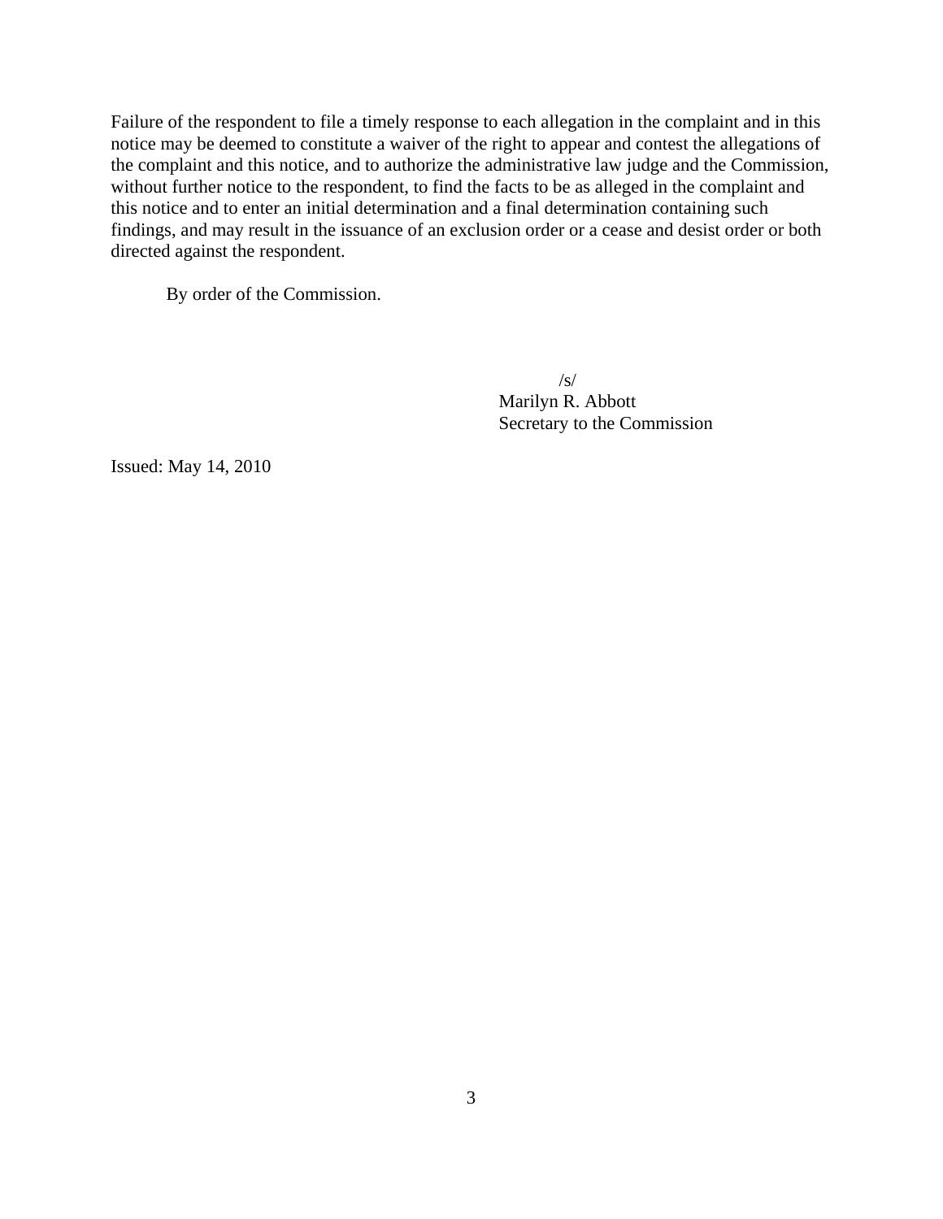Failure of the respondent to file a timely response to each allegation in the complaint and in this notice may be deemed to constitute a waiver of the right to appear and contest the allegations of the complaint and this notice, and to authorize the administrative law judge and the Commission, without further notice to the respondent, to find the facts to be as alleged in the complaint and this notice and to enter an initial determination and a final determination containing such findings, and may result in the issuance of an exclusion order or a cease and desist order or both directed against the respondent.

By order of the Commission.

/s/
Marilyn R. Abbott
Secretary to the Commission

Issued: May 14, 2010